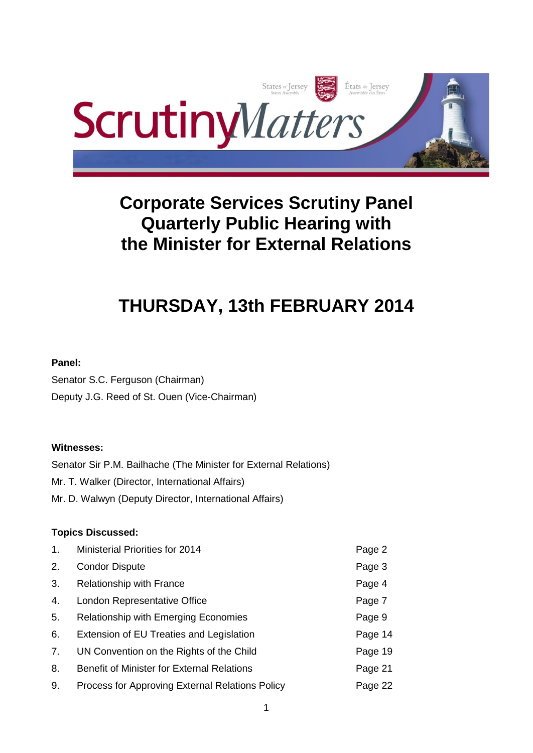# Corporate Services Scrutiny Panel Quarterly Public Hearing with the Minister for External Relations

## THURSDAY, 13th FEBRUARY 2014

**Panel:**

Senator S.C. Ferguson (Chairman)

Deputy J.G. Reed of St. Ouen (Vice-Chairman)

**Witnesses:**

Senator Sir P.M. Bailhache (The Minister for External Relations)

Mr. T. Walker (Director, International Affairs)

Mr. D. Walwyn (Deputy Director, International Affairs)

**Topics Discussed:**

| | | |
|---|---|---|
| 1. | Ministerial Priorities for 2014 | Page 2 |
| 2. | Condor Dispute | Page 3 |
| 3. | Relationship with France | Page 4 |
| 4. | London Representative Office | Page 7 |
| 5. | Relationship with Emerging Economies | Page 9 |
| 6. | Extension of EU Treaties and Legislation | Page 14 |
| 7. | UN Convention on the Rights of the Child | Page 19 |
| 8. | Benefit of Minister for External Relations | Page 21 |
| 9. | Process for Approving External Relations Policy | Page 22 |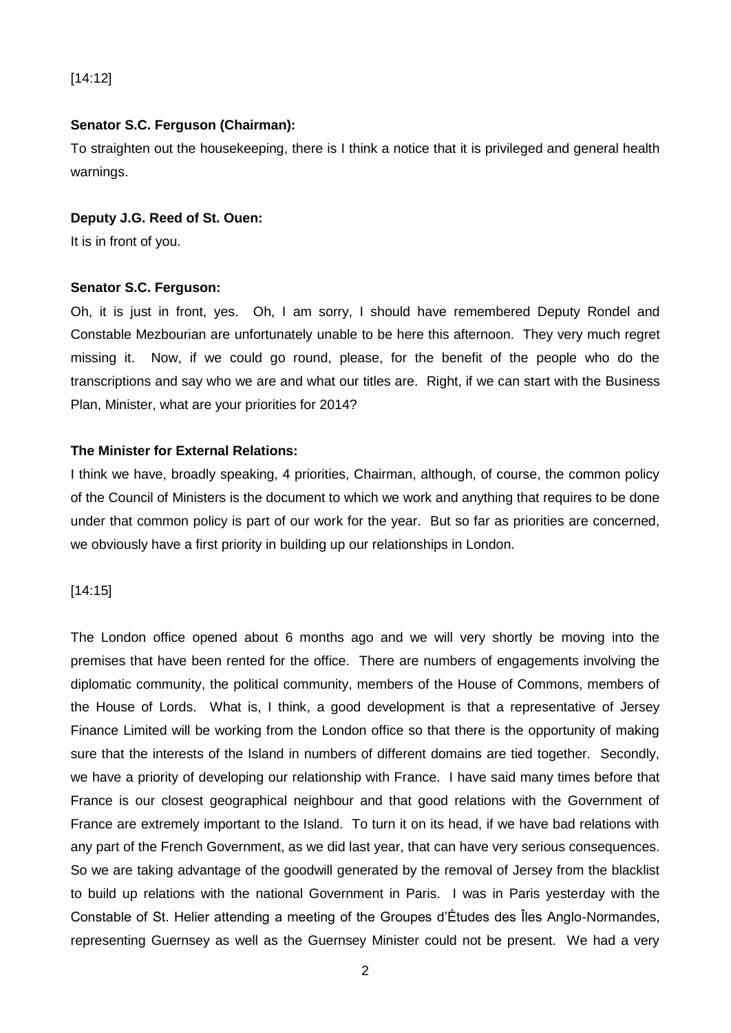[14:12]

**Senator S.C. Ferguson (Chairman):**

To straighten out the housekeeping, there is I think a notice that it is privileged and general health warnings.

**Deputy J.G. Reed of St. Ouen:**

It is in front of you.

**Senator S.C. Ferguson:**

Oh, it is just in front, yes. Oh, I am sorry, I should have remembered Deputy Rondel and Constable Mezbourian are unfortunately unable to be here this afternoon. They very much regret missing it. Now, if we could go round, please, for the benefit of the people who do the transcriptions and say who we are and what our titles are. Right, if we can start with the Business Plan, Minister, what are your priorities for 2014?

**The Minister for External Relations:**

I think we have, broadly speaking, 4 priorities, Chairman, although, of course, the common policy of the Council of Ministers is the document to which we work and anything that requires to be done under that common policy is part of our work for the year. But so far as priorities are concerned, we obviously have a first priority in building up our relationships in London.

[14:15]

The London office opened about 6 months ago and we will very shortly be moving into the premises that have been rented for the office. There are numbers of engagements involving the diplomatic community, the political community, members of the House of Commons, members of the House of Lords. What is, I think, a good development is that a representative of Jersey Finance Limited will be working from the London office so that there is the opportunity of making sure that the interests of the Island in numbers of different domains are tied together. Secondly, we have a priority of developing our relationship with France. I have said many times before that France is our closest geographical neighbour and that good relations with the Government of France are extremely important to the Island. To turn it on its head, if we have bad relations with any part of the French Government, as we did last year, that can have very serious consequences. So we are taking advantage of the goodwill generated by the removal of Jersey from the blacklist to build up relations with the national Government in Paris. I was in Paris yesterday with the Constable of St. Helier attending a meeting of the Groupes d'Études des Îles Anglo-Normandes, representing Guernsey as well as the Guernsey Minister could not be present. We had a very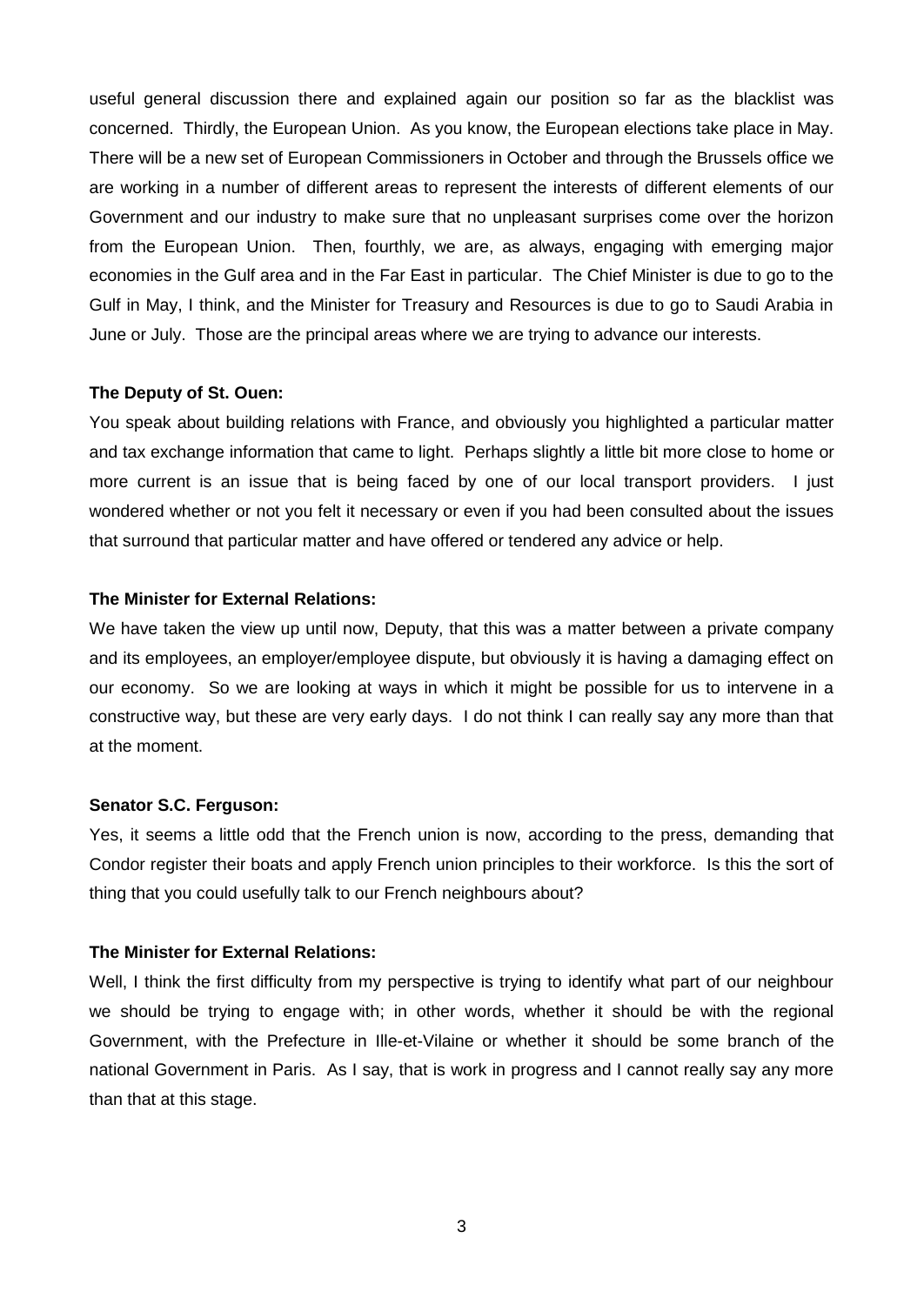useful general discussion there and explained again our position so far as the blacklist was concerned. Thirdly, the European Union. As you know, the European elections take place in May. There will be a new set of European Commissioners in October and through the Brussels office we are working in a number of different areas to represent the interests of different elements of our Government and our industry to make sure that no unpleasant surprises come over the horizon from the European Union. Then, fourthly, we are, as always, engaging with emerging major economies in the Gulf area and in the Far East in particular. The Chief Minister is due to go to the Gulf in May, I think, and the Minister for Treasury and Resources is due to go to Saudi Arabia in June or July. Those are the principal areas where we are trying to advance our interests.

**The Deputy of St. Ouen:**

You speak about building relations with France, and obviously you highlighted a particular matter and tax exchange information that came to light. Perhaps slightly a little bit more close to home or more current is an issue that is being faced by one of our local transport providers. I just wondered whether or not you felt it necessary or even if you had been consulted about the issues that surround that particular matter and have offered or tendered any advice or help.

**The Minister for External Relations:**

We have taken the view up until now, Deputy, that this was a matter between a private company and its employees, an employer/employee dispute, but obviously it is having a damaging effect on our economy. So we are looking at ways in which it might be possible for us to intervene in a constructive way, but these are very early days. I do not think I can really say any more than that at the moment.

**Senator S.C. Ferguson:**

Yes, it seems a little odd that the French union is now, according to the press, demanding that Condor register their boats and apply French union principles to their workforce. Is this the sort of thing that you could usefully talk to our French neighbours about?

**The Minister for External Relations:**

Well, I think the first difficulty from my perspective is trying to identify what part of our neighbour we should be trying to engage with; in other words, whether it should be with the regional Government, with the Prefecture in Ille-et-Vilaine or whether it should be some branch of the national Government in Paris. As I say, that is work in progress and I cannot really say any more than that at this stage.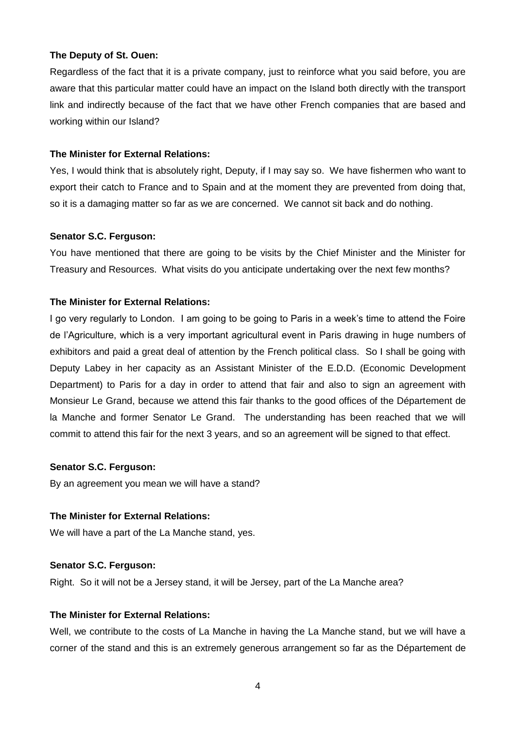**The Deputy of St. Ouen:**

Regardless of the fact that it is a private company, just to reinforce what you said before, you are aware that this particular matter could have an impact on the Island both directly with the transport link and indirectly because of the fact that we have other French companies that are based and working within our Island?

**The Minister for External Relations:**

Yes, I would think that is absolutely right, Deputy, if I may say so. We have fishermen who want to export their catch to France and to Spain and at the moment they are prevented from doing that, so it is a damaging matter so far as we are concerned. We cannot sit back and do nothing.

**Senator S.C. Ferguson:**

You have mentioned that there are going to be visits by the Chief Minister and the Minister for Treasury and Resources. What visits do you anticipate undertaking over the next few months?

**The Minister for External Relations:**

I go very regularly to London. I am going to be going to Paris in a week's time to attend the Foire de l'Agriculture, which is a very important agricultural event in Paris drawing in huge numbers of exhibitors and paid a great deal of attention by the French political class. So I shall be going with Deputy Labey in her capacity as an Assistant Minister of the E.D.D. (Economic Development Department) to Paris for a day in order to attend that fair and also to sign an agreement with Monsieur Le Grand, because we attend this fair thanks to the good offices of the Département de la Manche and former Senator Le Grand. The understanding has been reached that we will commit to attend this fair for the next 3 years, and so an agreement will be signed to that effect.

**Senator S.C. Ferguson:**

By an agreement you mean we will have a stand?

**The Minister for External Relations:**

We will have a part of the La Manche stand, yes.

**Senator S.C. Ferguson:**

Right. So it will not be a Jersey stand, it will be Jersey, part of the La Manche area?

**The Minister for External Relations:**

Well, we contribute to the costs of La Manche in having the La Manche stand, but we will have a corner of the stand and this is an extremely generous arrangement so far as the Département de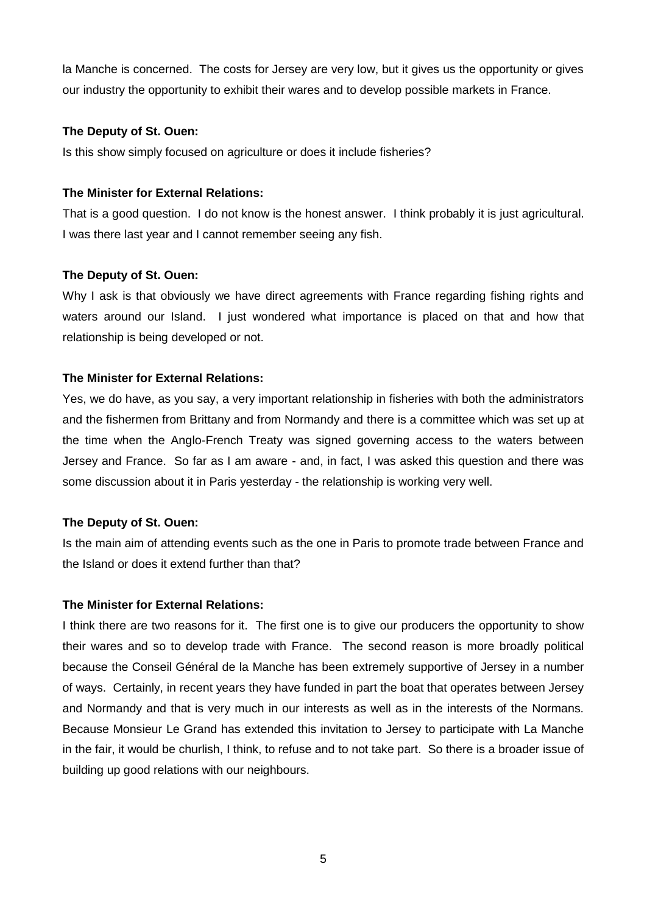la Manche is concerned. The costs for Jersey are very low, but it gives us the opportunity or gives our industry the opportunity to exhibit their wares and to develop possible markets in France.

**The Deputy of St. Ouen:**

Is this show simply focused on agriculture or does it include fisheries?

**The Minister for External Relations:**

That is a good question. I do not know is the honest answer. I think probably it is just agricultural. I was there last year and I cannot remember seeing any fish.

**The Deputy of St. Ouen:**

Why I ask is that obviously we have direct agreements with France regarding fishing rights and waters around our Island. I just wondered what importance is placed on that and how that relationship is being developed or not.

**The Minister for External Relations:**

Yes, we do have, as you say, a very important relationship in fisheries with both the administrators and the fishermen from Brittany and from Normandy and there is a committee which was set up at the time when the Anglo-French Treaty was signed governing access to the waters between Jersey and France. So far as I am aware - and, in fact, I was asked this question and there was some discussion about it in Paris yesterday - the relationship is working very well.

**The Deputy of St. Ouen:**

Is the main aim of attending events such as the one in Paris to promote trade between France and the Island or does it extend further than that?

**The Minister for External Relations:**

I think there are two reasons for it. The first one is to give our producers the opportunity to show their wares and so to develop trade with France. The second reason is more broadly political because the Conseil Général de la Manche has been extremely supportive of Jersey in a number of ways. Certainly, in recent years they have funded in part the boat that operates between Jersey and Normandy and that is very much in our interests as well as in the interests of the Normans. Because Monsieur Le Grand has extended this invitation to Jersey to participate with La Manche in the fair, it would be churlish, I think, to refuse and to not take part. So there is a broader issue of building up good relations with our neighbours.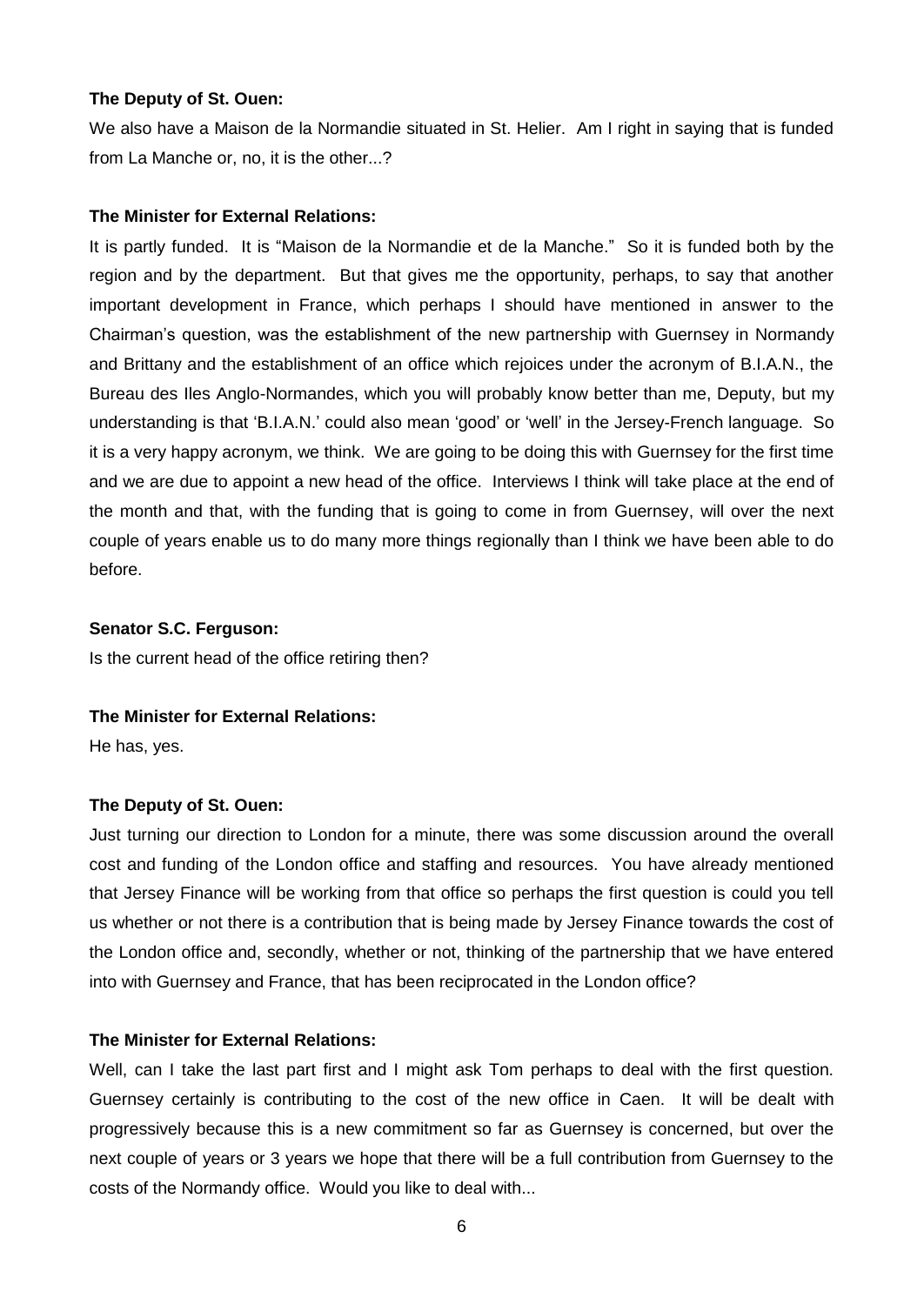**The Deputy of St. Ouen:**

We also have a Maison de la Normandie situated in St. Helier. Am I right in saying that is funded from La Manche or, no, it is the other...?

**The Minister for External Relations:**

It is partly funded. It is "Maison de la Normandie et de la Manche." So it is funded both by the region and by the department. But that gives me the opportunity, perhaps, to say that another important development in France, which perhaps I should have mentioned in answer to the Chairman's question, was the establishment of the new partnership with Guernsey in Normandy and Brittany and the establishment of an office which rejoices under the acronym of B.I.A.N., the Bureau des Iles Anglo-Normandes, which you will probably know better than me, Deputy, but my understanding is that 'B.I.A.N.' could also mean 'good' or 'well' in the Jersey-French language. So it is a very happy acronym, we think. We are going to be doing this with Guernsey for the first time and we are due to appoint a new head of the office. Interviews I think will take place at the end of the month and that, with the funding that is going to come in from Guernsey, will over the next couple of years enable us to do many more things regionally than I think we have been able to do before.

**Senator S.C. Ferguson:**

Is the current head of the office retiring then?

**The Minister for External Relations:**

He has, yes.

**The Deputy of St. Ouen:**

Just turning our direction to London for a minute, there was some discussion around the overall cost and funding of the London office and staffing and resources. You have already mentioned that Jersey Finance will be working from that office so perhaps the first question is could you tell us whether or not there is a contribution that is being made by Jersey Finance towards the cost of the London office and, secondly, whether or not, thinking of the partnership that we have entered into with Guernsey and France, that has been reciprocated in the London office?

**The Minister for External Relations:**

Well, can I take the last part first and I might ask Tom perhaps to deal with the first question. Guernsey certainly is contributing to the cost of the new office in Caen. It will be dealt with progressively because this is a new commitment so far as Guernsey is concerned, but over the next couple of years or 3 years we hope that there will be a full contribution from Guernsey to the costs of the Normandy office. Would you like to deal with...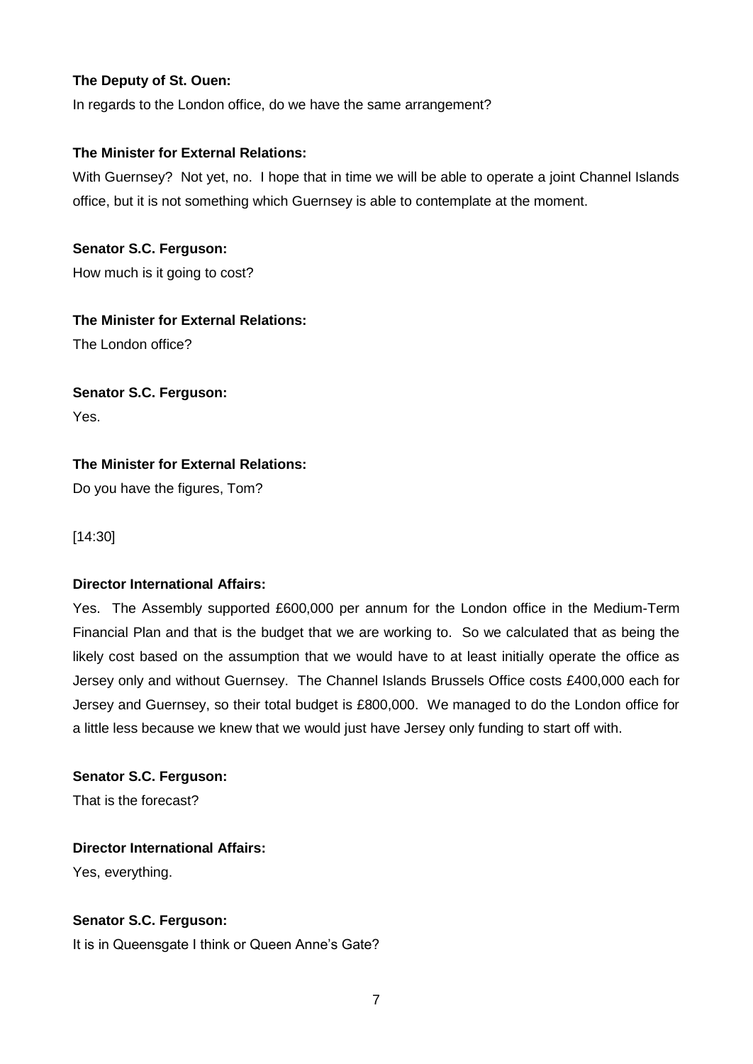**The Deputy of St. Ouen:**

In regards to the London office, do we have the same arrangement?

**The Minister for External Relations:**

With Guernsey? Not yet, no. I hope that in time we will be able to operate a joint Channel Islands office, but it is not something which Guernsey is able to contemplate at the moment.

**Senator S.C. Ferguson:**

How much is it going to cost?

**The Minister for External Relations:**

The London office?

**Senator S.C. Ferguson:**

Yes.

**The Minister for External Relations:**

Do you have the figures, Tom?

[14:30]

**Director International Affairs:**

Yes. The Assembly supported £600,000 per annum for the London office in the Medium-Term Financial Plan and that is the budget that we are working to. So we calculated that as being the likely cost based on the assumption that we would have to at least initially operate the office as Jersey only and without Guernsey. The Channel Islands Brussels Office costs £400,000 each for Jersey and Guernsey, so their total budget is £800,000. We managed to do the London office for a little less because we knew that we would just have Jersey only funding to start off with.

**Senator S.C. Ferguson:**

That is the forecast?

**Director International Affairs:**

Yes, everything.

**Senator S.C. Ferguson:**

It is in Queensgate I think or Queen Anne's Gate?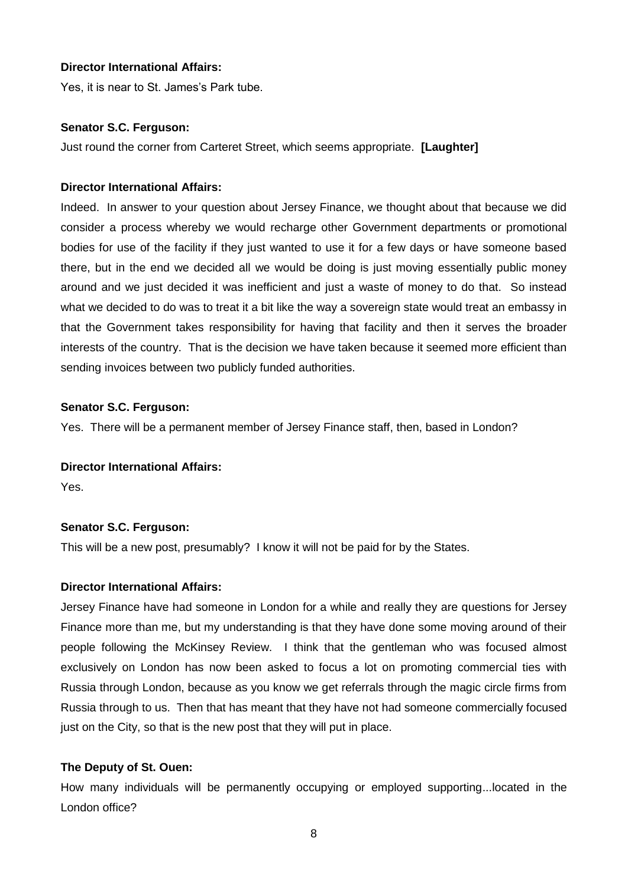**Director International Affairs:**

Yes, it is near to St. James's Park tube.

**Senator S.C. Ferguson:**

Just round the corner from Carteret Street, which seems appropriate. **[Laughter]**

**Director International Affairs:**

Indeed. In answer to your question about Jersey Finance, we thought about that because we did consider a process whereby we would recharge other Government departments or promotional bodies for use of the facility if they just wanted to use it for a few days or have someone based there, but in the end we decided all we would be doing is just moving essentially public money around and we just decided it was inefficient and just a waste of money to do that. So instead what we decided to do was to treat it a bit like the way a sovereign state would treat an embassy in that the Government takes responsibility for having that facility and then it serves the broader interests of the country. That is the decision we have taken because it seemed more efficient than sending invoices between two publicly funded authorities.

**Senator S.C. Ferguson:**

Yes. There will be a permanent member of Jersey Finance staff, then, based in London?

**Director International Affairs:**

Yes.

**Senator S.C. Ferguson:**

This will be a new post, presumably? I know it will not be paid for by the States.

**Director International Affairs:**

Jersey Finance have had someone in London for a while and really they are questions for Jersey Finance more than me, but my understanding is that they have done some moving around of their people following the McKinsey Review. I think that the gentleman who was focused almost exclusively on London has now been asked to focus a lot on promoting commercial ties with Russia through London, because as you know we get referrals through the magic circle firms from Russia through to us. Then that has meant that they have not had someone commercially focused just on the City, so that is the new post that they will put in place.

**The Deputy of St. Ouen:**

How many individuals will be permanently occupying or employed supporting...located in the London office?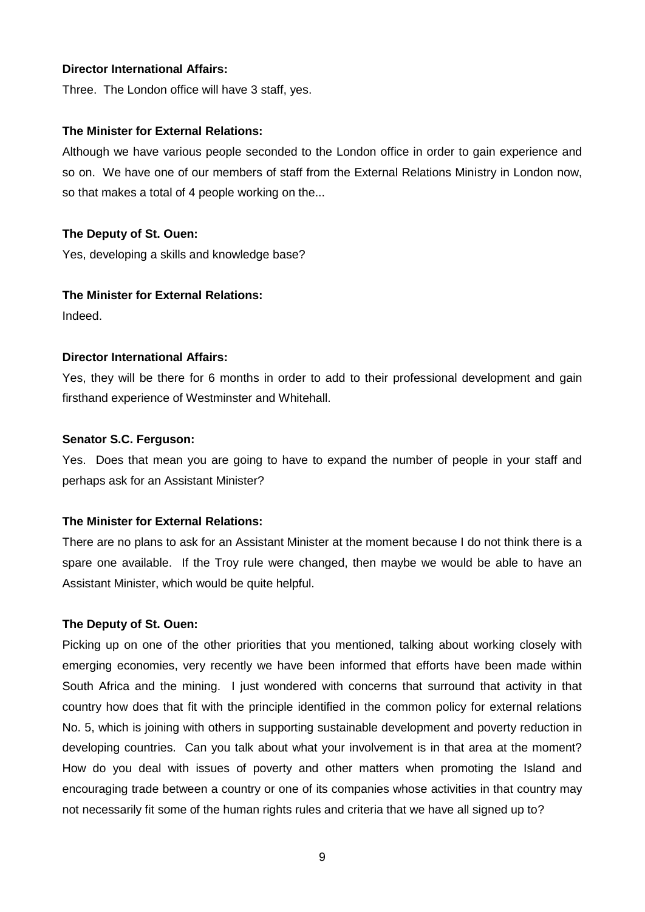**Director International Affairs:**

Three. The London office will have 3 staff, yes.

**The Minister for External Relations:**

Although we have various people seconded to the London office in order to gain experience and so on. We have one of our members of staff from the External Relations Ministry in London now, so that makes a total of 4 people working on the...

**The Deputy of St. Ouen:**

Yes, developing a skills and knowledge base?

**The Minister for External Relations:**

Indeed.

**Director International Affairs:**

Yes, they will be there for 6 months in order to add to their professional development and gain firsthand experience of Westminster and Whitehall.

**Senator S.C. Ferguson:**

Yes. Does that mean you are going to have to expand the number of people in your staff and perhaps ask for an Assistant Minister?

**The Minister for External Relations:**

There are no plans to ask for an Assistant Minister at the moment because I do not think there is a spare one available. If the Troy rule were changed, then maybe we would be able to have an Assistant Minister, which would be quite helpful.

**The Deputy of St. Ouen:**

Picking up on one of the other priorities that you mentioned, talking about working closely with emerging economies, very recently we have been informed that efforts have been made within South Africa and the mining. I just wondered with concerns that surround that activity in that country how does that fit with the principle identified in the common policy for external relations No. 5, which is joining with others in supporting sustainable development and poverty reduction in developing countries. Can you talk about what your involvement is in that area at the moment? How do you deal with issues of poverty and other matters when promoting the Island and encouraging trade between a country or one of its companies whose activities in that country may not necessarily fit some of the human rights rules and criteria that we have all signed up to?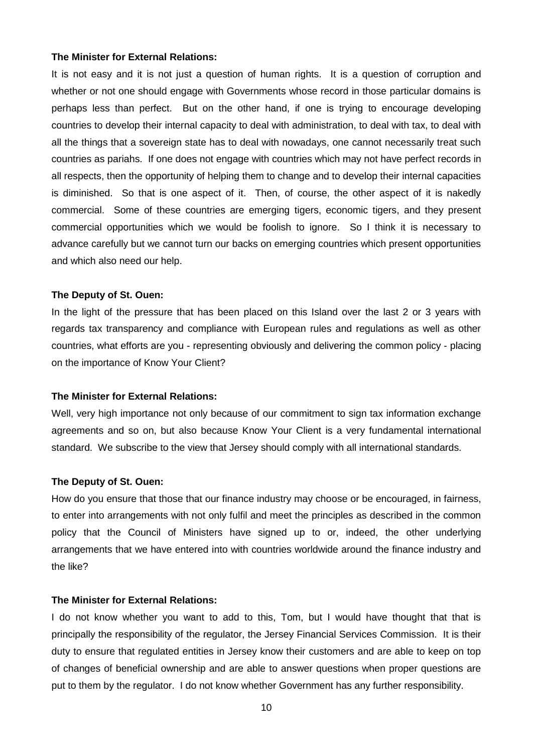**The Minister for External Relations:**

It is not easy and it is not just a question of human rights. It is a question of corruption and whether or not one should engage with Governments whose record in those particular domains is perhaps less than perfect. But on the other hand, if one is trying to encourage developing countries to develop their internal capacity to deal with administration, to deal with tax, to deal with all the things that a sovereign state has to deal with nowadays, one cannot necessarily treat such countries as pariahs. If one does not engage with countries which may not have perfect records in all respects, then the opportunity of helping them to change and to develop their internal capacities is diminished. So that is one aspect of it. Then, of course, the other aspect of it is nakedly commercial. Some of these countries are emerging tigers, economic tigers, and they present commercial opportunities which we would be foolish to ignore. So I think it is necessary to advance carefully but we cannot turn our backs on emerging countries which present opportunities and which also need our help.

**The Deputy of St. Ouen:**

In the light of the pressure that has been placed on this Island over the last 2 or 3 years with regards tax transparency and compliance with European rules and regulations as well as other countries, what efforts are you - representing obviously and delivering the common policy - placing on the importance of Know Your Client?

**The Minister for External Relations:**

Well, very high importance not only because of our commitment to sign tax information exchange agreements and so on, but also because Know Your Client is a very fundamental international standard. We subscribe to the view that Jersey should comply with all international standards.

**The Deputy of St. Ouen:**

How do you ensure that those that our finance industry may choose or be encouraged, in fairness, to enter into arrangements with not only fulfil and meet the principles as described in the common policy that the Council of Ministers have signed up to or, indeed, the other underlying arrangements that we have entered into with countries worldwide around the finance industry and the like?

**The Minister for External Relations:**

I do not know whether you want to add to this, Tom, but I would have thought that that is principally the responsibility of the regulator, the Jersey Financial Services Commission. It is their duty to ensure that regulated entities in Jersey know their customers and are able to keep on top of changes of beneficial ownership and are able to answer questions when proper questions are put to them by the regulator. I do not know whether Government has any further responsibility.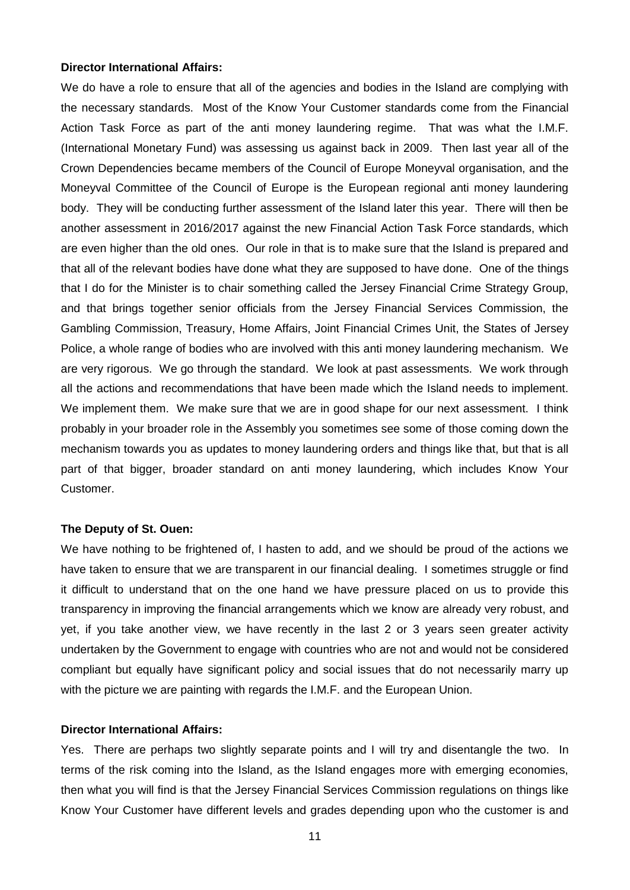**Director International Affairs:**

We do have a role to ensure that all of the agencies and bodies in the Island are complying with the necessary standards. Most of the Know Your Customer standards come from the Financial Action Task Force as part of the anti money laundering regime. That was what the I.M.F. (International Monetary Fund) was assessing us against back in 2009. Then last year all of the Crown Dependencies became members of the Council of Europe Moneyval organisation, and the Moneyval Committee of the Council of Europe is the European regional anti money laundering body. They will be conducting further assessment of the Island later this year. There will then be another assessment in 2016/2017 against the new Financial Action Task Force standards, which are even higher than the old ones. Our role in that is to make sure that the Island is prepared and that all of the relevant bodies have done what they are supposed to have done. One of the things that I do for the Minister is to chair something called the Jersey Financial Crime Strategy Group, and that brings together senior officials from the Jersey Financial Services Commission, the Gambling Commission, Treasury, Home Affairs, Joint Financial Crimes Unit, the States of Jersey Police, a whole range of bodies who are involved with this anti money laundering mechanism. We are very rigorous. We go through the standard. We look at past assessments. We work through all the actions and recommendations that have been made which the Island needs to implement. We implement them. We make sure that we are in good shape for our next assessment. I think probably in your broader role in the Assembly you sometimes see some of those coming down the mechanism towards you as updates to money laundering orders and things like that, but that is all part of that bigger, broader standard on anti money laundering, which includes Know Your Customer.

**The Deputy of St. Ouen:**

We have nothing to be frightened of, I hasten to add, and we should be proud of the actions we have taken to ensure that we are transparent in our financial dealing. I sometimes struggle or find it difficult to understand that on the one hand we have pressure placed on us to provide this transparency in improving the financial arrangements which we know are already very robust, and yet, if you take another view, we have recently in the last 2 or 3 years seen greater activity undertaken by the Government to engage with countries who are not and would not be considered compliant but equally have significant policy and social issues that do not necessarily marry up with the picture we are painting with regards the I.M.F. and the European Union.

**Director International Affairs:**

Yes. There are perhaps two slightly separate points and I will try and disentangle the two. In terms of the risk coming into the Island, as the Island engages more with emerging economies, then what you will find is that the Jersey Financial Services Commission regulations on things like Know Your Customer have different levels and grades depending upon who the customer is and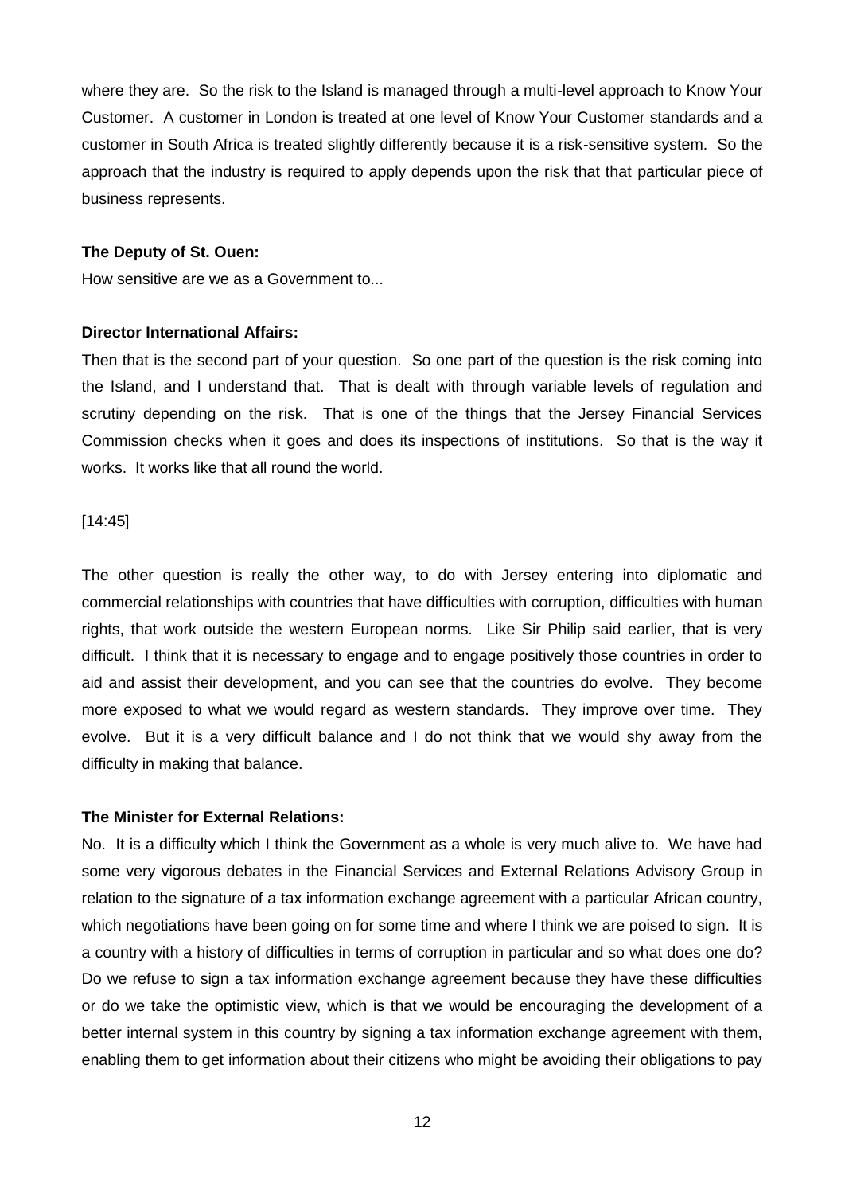where they are. So the risk to the Island is managed through a multi-level approach to Know Your Customer. A customer in London is treated at one level of Know Your Customer standards and a customer in South Africa is treated slightly differently because it is a risk-sensitive system. So the approach that the industry is required to apply depends upon the risk that that particular piece of business represents.

**The Deputy of St. Ouen:**

How sensitive are we as a Government to...

**Director International Affairs:**

Then that is the second part of your question. So one part of the question is the risk coming into the Island, and I understand that. That is dealt with through variable levels of regulation and scrutiny depending on the risk. That is one of the things that the Jersey Financial Services Commission checks when it goes and does its inspections of institutions. So that is the way it works. It works like that all round the world.

[14:45]

The other question is really the other way, to do with Jersey entering into diplomatic and commercial relationships with countries that have difficulties with corruption, difficulties with human rights, that work outside the western European norms. Like Sir Philip said earlier, that is very difficult. I think that it is necessary to engage and to engage positively those countries in order to aid and assist their development, and you can see that the countries do evolve. They become more exposed to what we would regard as western standards. They improve over time. They evolve. But it is a very difficult balance and I do not think that we would shy away from the difficulty in making that balance.

**The Minister for External Relations:**

No. It is a difficulty which I think the Government as a whole is very much alive to. We have had some very vigorous debates in the Financial Services and External Relations Advisory Group in relation to the signature of a tax information exchange agreement with a particular African country, which negotiations have been going on for some time and where I think we are poised to sign. It is a country with a history of difficulties in terms of corruption in particular and so what does one do? Do we refuse to sign a tax information exchange agreement because they have these difficulties or do we take the optimistic view, which is that we would be encouraging the development of a better internal system in this country by signing a tax information exchange agreement with them, enabling them to get information about their citizens who might be avoiding their obligations to pay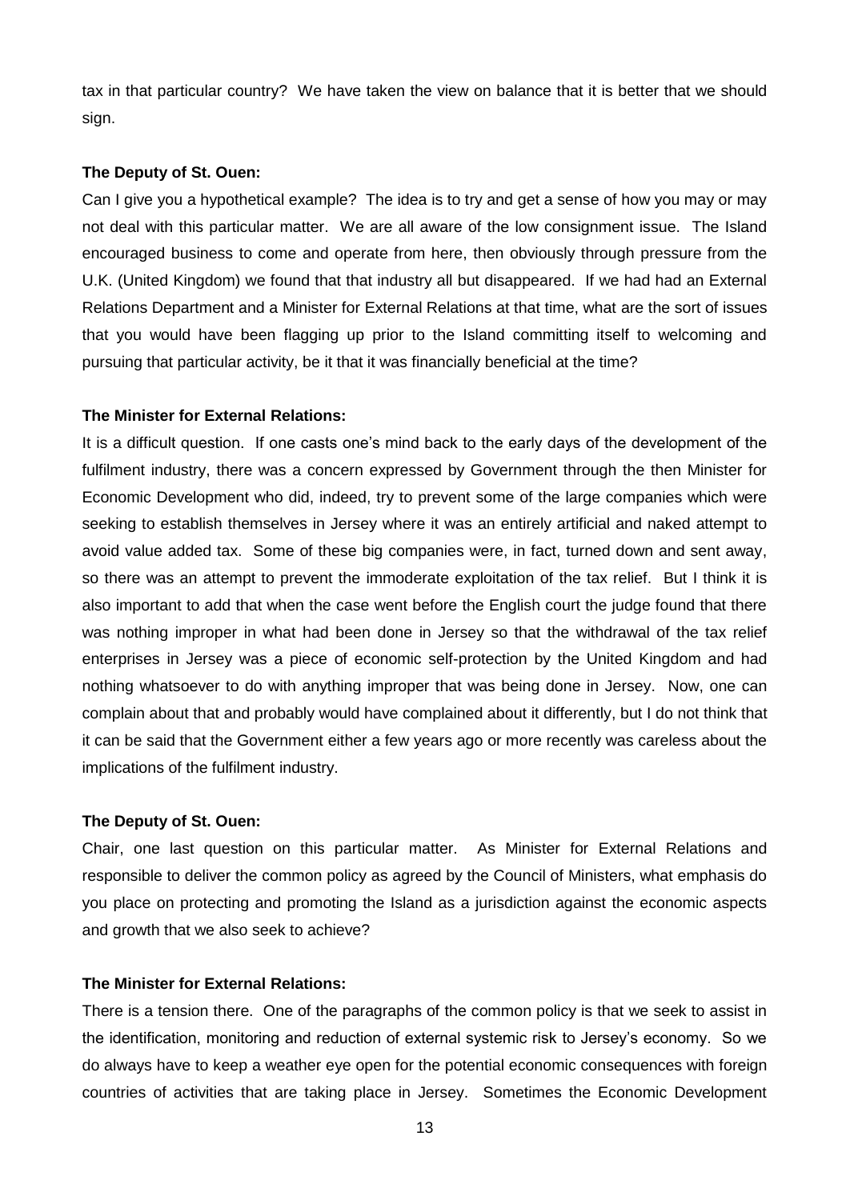tax in that particular country? We have taken the view on balance that it is better that we should sign.

**The Deputy of St. Ouen:**

Can I give you a hypothetical example? The idea is to try and get a sense of how you may or may not deal with this particular matter. We are all aware of the low consignment issue. The Island encouraged business to come and operate from here, then obviously through pressure from the U.K. (United Kingdom) we found that that industry all but disappeared. If we had had an External Relations Department and a Minister for External Relations at that time, what are the sort of issues that you would have been flagging up prior to the Island committing itself to welcoming and pursuing that particular activity, be it that it was financially beneficial at the time?

**The Minister for External Relations:**

It is a difficult question. If one casts one's mind back to the early days of the development of the fulfilment industry, there was a concern expressed by Government through the then Minister for Economic Development who did, indeed, try to prevent some of the large companies which were seeking to establish themselves in Jersey where it was an entirely artificial and naked attempt to avoid value added tax. Some of these big companies were, in fact, turned down and sent away, so there was an attempt to prevent the immoderate exploitation of the tax relief. But I think it is also important to add that when the case went before the English court the judge found that there was nothing improper in what had been done in Jersey so that the withdrawal of the tax relief enterprises in Jersey was a piece of economic self-protection by the United Kingdom and had nothing whatsoever to do with anything improper that was being done in Jersey. Now, one can complain about that and probably would have complained about it differently, but I do not think that it can be said that the Government either a few years ago or more recently was careless about the implications of the fulfilment industry.

**The Deputy of St. Ouen:**

Chair, one last question on this particular matter. As Minister for External Relations and responsible to deliver the common policy as agreed by the Council of Ministers, what emphasis do you place on protecting and promoting the Island as a jurisdiction against the economic aspects and growth that we also seek to achieve?

**The Minister for External Relations:**

There is a tension there. One of the paragraphs of the common policy is that we seek to assist in the identification, monitoring and reduction of external systemic risk to Jersey's economy. So we do always have to keep a weather eye open for the potential economic consequences with foreign countries of activities that are taking place in Jersey. Sometimes the Economic Development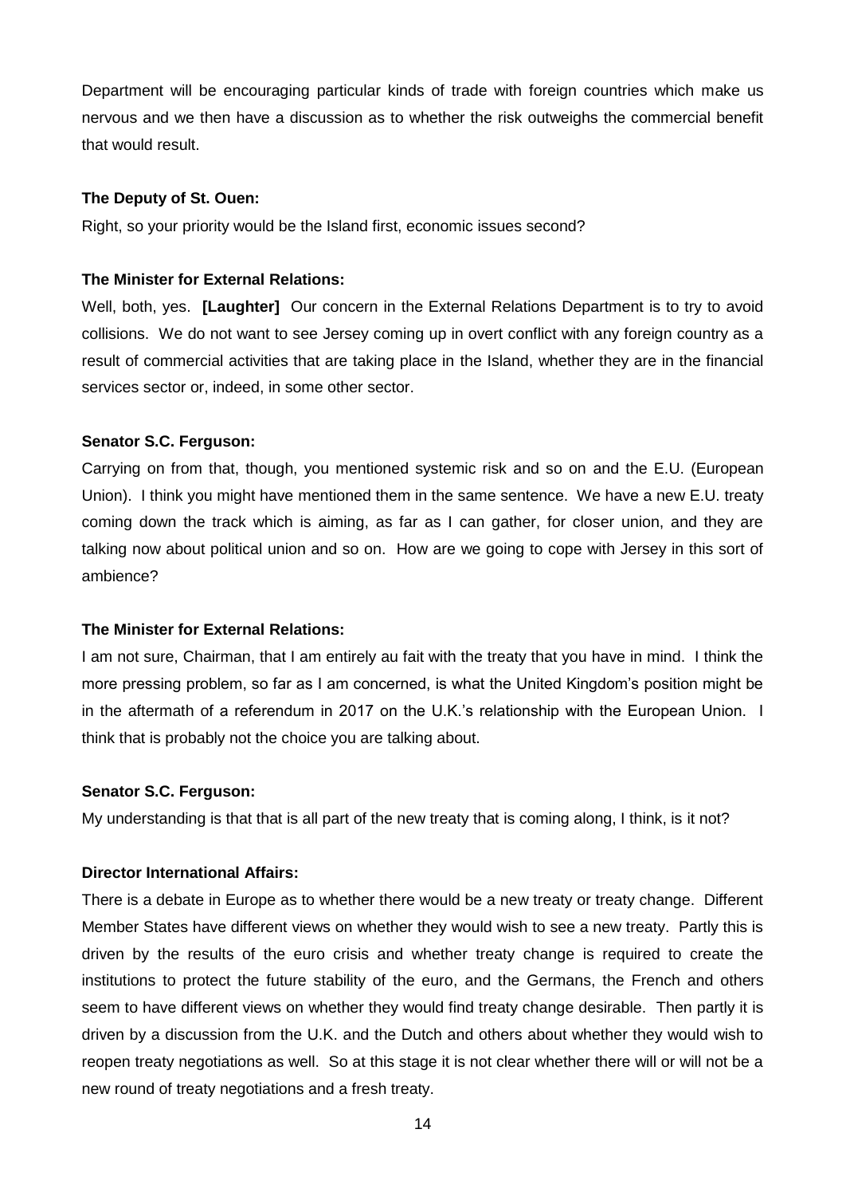Department will be encouraging particular kinds of trade with foreign countries which make us nervous and we then have a discussion as to whether the risk outweighs the commercial benefit that would result.

**The Deputy of St. Ouen:**

Right, so your priority would be the Island first, economic issues second?

**The Minister for External Relations:**

Well, both, yes. **[Laughter]** Our concern in the External Relations Department is to try to avoid collisions. We do not want to see Jersey coming up in overt conflict with any foreign country as a result of commercial activities that are taking place in the Island, whether they are in the financial services sector or, indeed, in some other sector.

**Senator S.C. Ferguson:**

Carrying on from that, though, you mentioned systemic risk and so on and the E.U. (European Union). I think you might have mentioned them in the same sentence. We have a new E.U. treaty coming down the track which is aiming, as far as I can gather, for closer union, and they are talking now about political union and so on. How are we going to cope with Jersey in this sort of ambience?

**The Minister for External Relations:**

I am not sure, Chairman, that I am entirely au fait with the treaty that you have in mind. I think the more pressing problem, so far as I am concerned, is what the United Kingdom's position might be in the aftermath of a referendum in 2017 on the U.K.'s relationship with the European Union. I think that is probably not the choice you are talking about.

**Senator S.C. Ferguson:**

My understanding is that that is all part of the new treaty that is coming along, I think, is it not?

**Director International Affairs:**

There is a debate in Europe as to whether there would be a new treaty or treaty change. Different Member States have different views on whether they would wish to see a new treaty. Partly this is driven by the results of the euro crisis and whether treaty change is required to create the institutions to protect the future stability of the euro, and the Germans, the French and others seem to have different views on whether they would find treaty change desirable. Then partly it is driven by a discussion from the U.K. and the Dutch and others about whether they would wish to reopen treaty negotiations as well. So at this stage it is not clear whether there will or will not be a new round of treaty negotiations and a fresh treaty.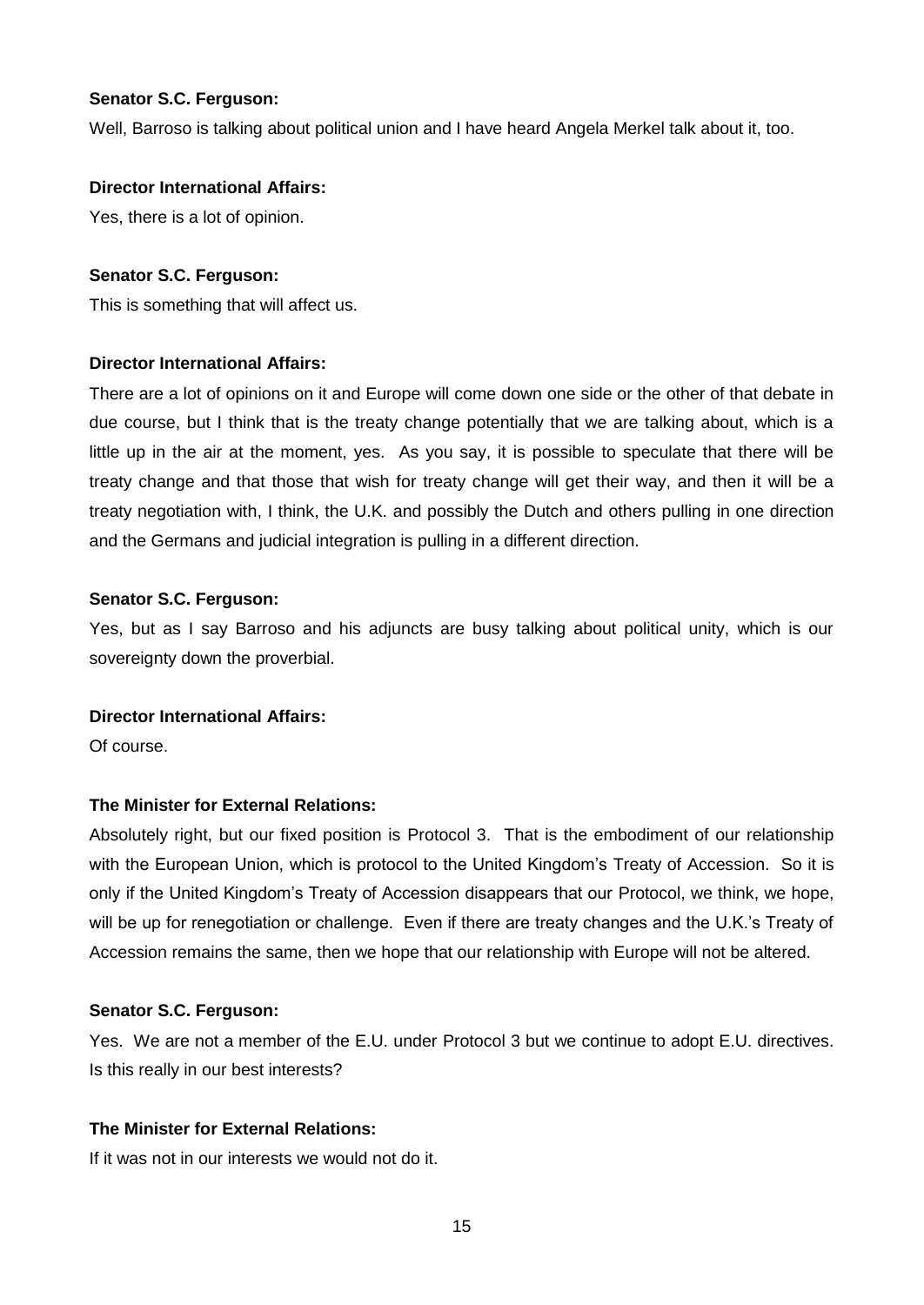**Senator S.C. Ferguson:**

Well, Barroso is talking about political union and I have heard Angela Merkel talk about it, too.

**Director International Affairs:**

Yes, there is a lot of opinion.

**Senator S.C. Ferguson:**

This is something that will affect us.

**Director International Affairs:**

There are a lot of opinions on it and Europe will come down one side or the other of that debate in due course, but I think that is the treaty change potentially that we are talking about, which is a little up in the air at the moment, yes. As you say, it is possible to speculate that there will be treaty change and that those that wish for treaty change will get their way, and then it will be a treaty negotiation with, I think, the U.K. and possibly the Dutch and others pulling in one direction and the Germans and judicial integration is pulling in a different direction.

**Senator S.C. Ferguson:**

Yes, but as I say Barroso and his adjuncts are busy talking about political unity, which is our sovereignty down the proverbial.

**Director International Affairs:**

Of course.

**The Minister for External Relations:**

Absolutely right, but our fixed position is Protocol 3. That is the embodiment of our relationship with the European Union, which is protocol to the United Kingdom's Treaty of Accession. So it is only if the United Kingdom's Treaty of Accession disappears that our Protocol, we think, we hope, will be up for renegotiation or challenge. Even if there are treaty changes and the U.K.'s Treaty of Accession remains the same, then we hope that our relationship with Europe will not be altered.

**Senator S.C. Ferguson:**

Yes. We are not a member of the E.U. under Protocol 3 but we continue to adopt E.U. directives. Is this really in our best interests?

**The Minister for External Relations:**

If it was not in our interests we would not do it.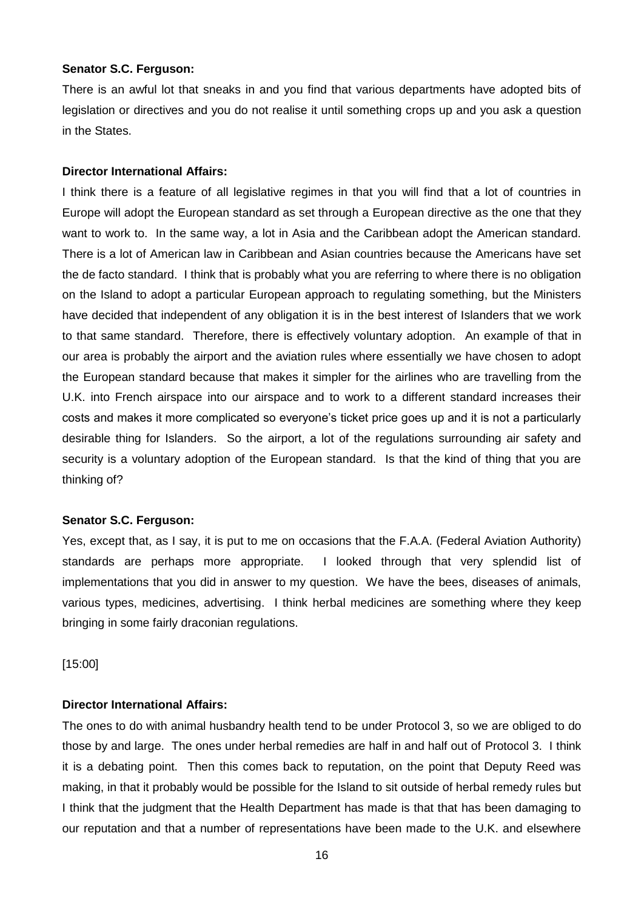**Senator S.C. Ferguson:**

There is an awful lot that sneaks in and you find that various departments have adopted bits of legislation or directives and you do not realise it until something crops up and you ask a question in the States.

**Director International Affairs:**

I think there is a feature of all legislative regimes in that you will find that a lot of countries in Europe will adopt the European standard as set through a European directive as the one that they want to work to. In the same way, a lot in Asia and the Caribbean adopt the American standard. There is a lot of American law in Caribbean and Asian countries because the Americans have set the de facto standard. I think that is probably what you are referring to where there is no obligation on the Island to adopt a particular European approach to regulating something, but the Ministers have decided that independent of any obligation it is in the best interest of Islanders that we work to that same standard. Therefore, there is effectively voluntary adoption. An example of that in our area is probably the airport and the aviation rules where essentially we have chosen to adopt the European standard because that makes it simpler for the airlines who are travelling from the U.K. into French airspace into our airspace and to work to a different standard increases their costs and makes it more complicated so everyone's ticket price goes up and it is not a particularly desirable thing for Islanders. So the airport, a lot of the regulations surrounding air safety and security is a voluntary adoption of the European standard. Is that the kind of thing that you are thinking of?

**Senator S.C. Ferguson:**

Yes, except that, as I say, it is put to me on occasions that the F.A.A. (Federal Aviation Authority) standards are perhaps more appropriate. I looked through that very splendid list of implementations that you did in answer to my question. We have the bees, diseases of animals, various types, medicines, advertising. I think herbal medicines are something where they keep bringing in some fairly draconian regulations.

[15:00]

**Director International Affairs:**

The ones to do with animal husbandry health tend to be under Protocol 3, so we are obliged to do those by and large. The ones under herbal remedies are half in and half out of Protocol 3. I think it is a debating point. Then this comes back to reputation, on the point that Deputy Reed was making, in that it probably would be possible for the Island to sit outside of herbal remedy rules but I think that the judgment that the Health Department has made is that that has been damaging to our reputation and that a number of representations have been made to the U.K. and elsewhere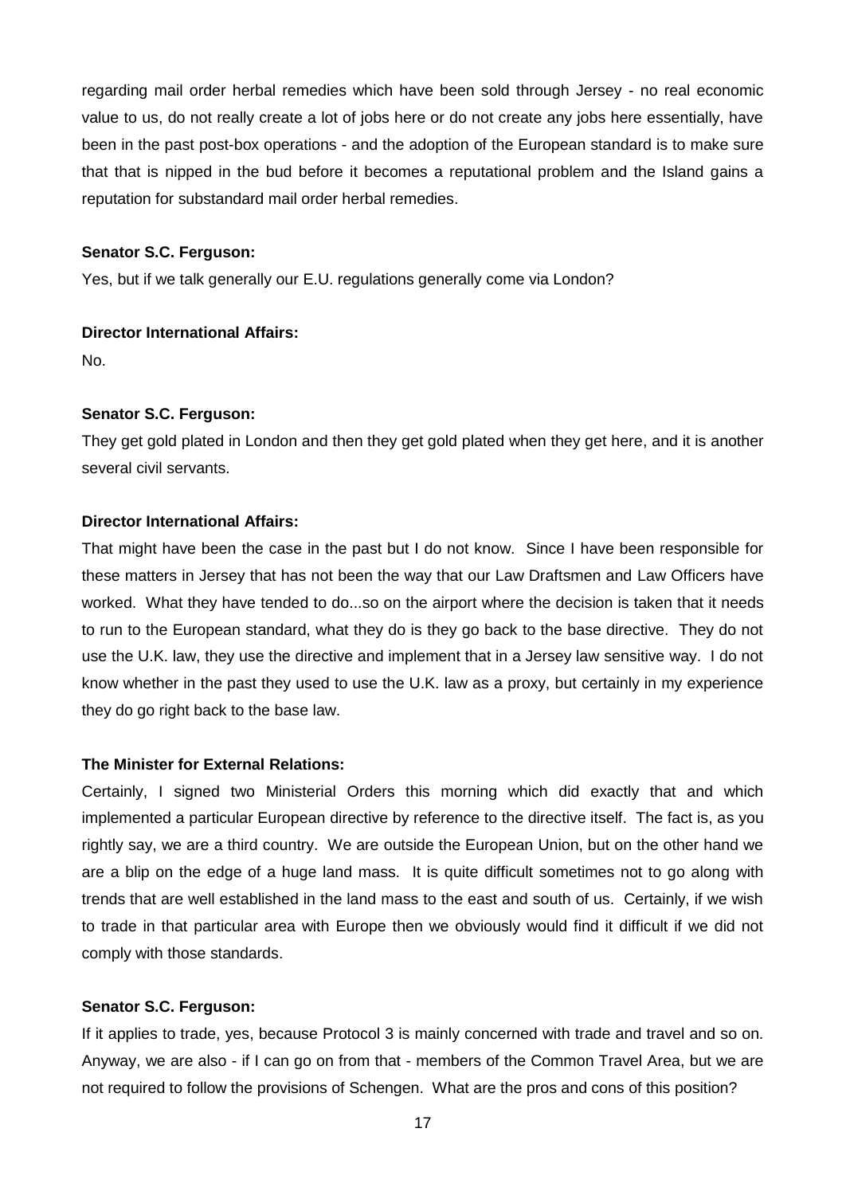regarding mail order herbal remedies which have been sold through Jersey - no real economic value to us, do not really create a lot of jobs here or do not create any jobs here essentially, have been in the past post-box operations - and the adoption of the European standard is to make sure that that is nipped in the bud before it becomes a reputational problem and the Island gains a reputation for substandard mail order herbal remedies.

**Senator S.C. Ferguson:**

Yes, but if we talk generally our E.U. regulations generally come via London?

**Director International Affairs:**

No.

**Senator S.C. Ferguson:**

They get gold plated in London and then they get gold plated when they get here, and it is another several civil servants.

**Director International Affairs:**

That might have been the case in the past but I do not know. Since I have been responsible for these matters in Jersey that has not been the way that our Law Draftsmen and Law Officers have worked. What they have tended to do...so on the airport where the decision is taken that it needs to run to the European standard, what they do is they go back to the base directive. They do not use the U.K. law, they use the directive and implement that in a Jersey law sensitive way. I do not know whether in the past they used to use the U.K. law as a proxy, but certainly in my experience they do go right back to the base law.

**The Minister for External Relations:**

Certainly, I signed two Ministerial Orders this morning which did exactly that and which implemented a particular European directive by reference to the directive itself. The fact is, as you rightly say, we are a third country. We are outside the European Union, but on the other hand we are a blip on the edge of a huge land mass. It is quite difficult sometimes not to go along with trends that are well established in the land mass to the east and south of us. Certainly, if we wish to trade in that particular area with Europe then we obviously would find it difficult if we did not comply with those standards.

**Senator S.C. Ferguson:**

If it applies to trade, yes, because Protocol 3 is mainly concerned with trade and travel and so on. Anyway, we are also - if I can go on from that - members of the Common Travel Area, but we are not required to follow the provisions of Schengen. What are the pros and cons of this position?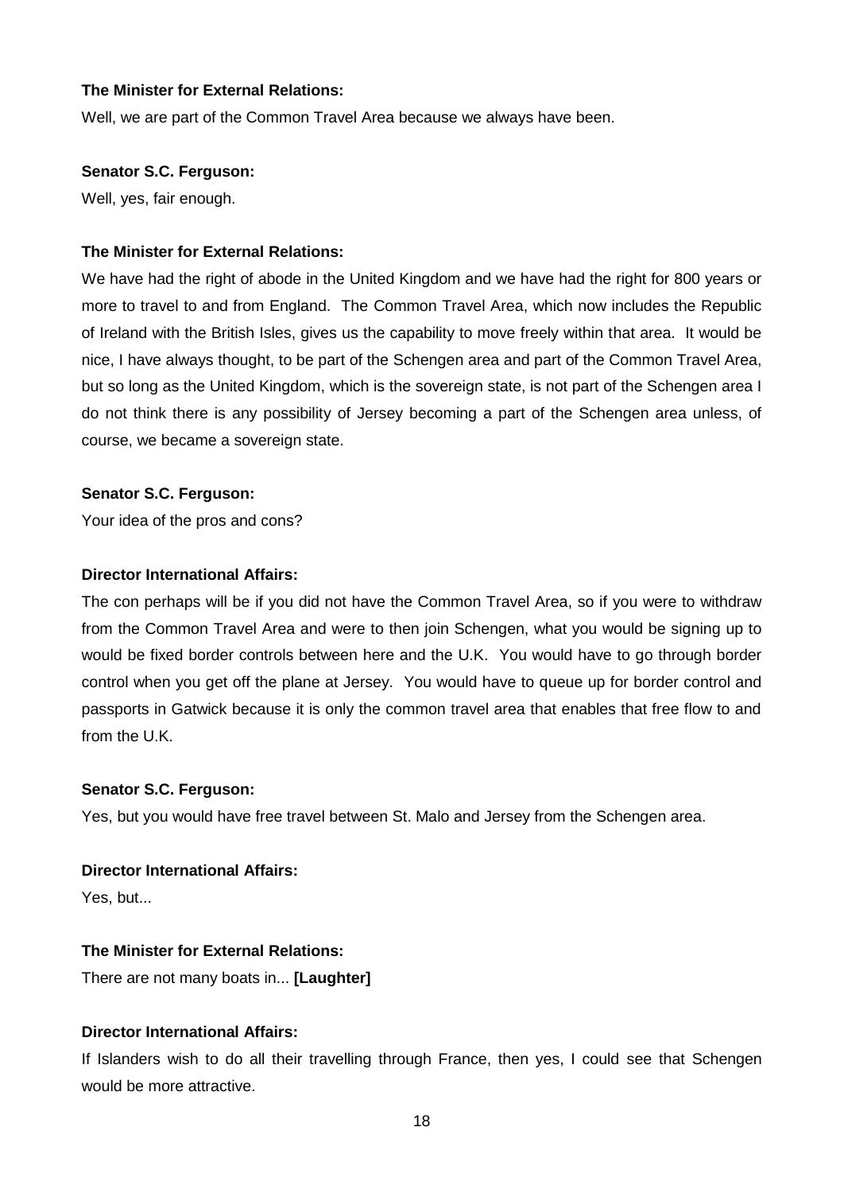**The Minister for External Relations:**

Well, we are part of the Common Travel Area because we always have been.

**Senator S.C. Ferguson:**

Well, yes, fair enough.

**The Minister for External Relations:**

We have had the right of abode in the United Kingdom and we have had the right for 800 years or more to travel to and from England. The Common Travel Area, which now includes the Republic of Ireland with the British Isles, gives us the capability to move freely within that area. It would be nice, I have always thought, to be part of the Schengen area and part of the Common Travel Area, but so long as the United Kingdom, which is the sovereign state, is not part of the Schengen area I do not think there is any possibility of Jersey becoming a part of the Schengen area unless, of course, we became a sovereign state.

**Senator S.C. Ferguson:**

Your idea of the pros and cons?

**Director International Affairs:**

The con perhaps will be if you did not have the Common Travel Area, so if you were to withdraw from the Common Travel Area and were to then join Schengen, what you would be signing up to would be fixed border controls between here and the U.K. You would have to go through border control when you get off the plane at Jersey. You would have to queue up for border control and passports in Gatwick because it is only the common travel area that enables that free flow to and from the U.K.

**Senator S.C. Ferguson:**

Yes, but you would have free travel between St. Malo and Jersey from the Schengen area.

**Director International Affairs:**

Yes, but...

**The Minister for External Relations:**

There are not many boats in... **[Laughter]**

**Director International Affairs:**

If Islanders wish to do all their travelling through France, then yes, I could see that Schengen would be more attractive.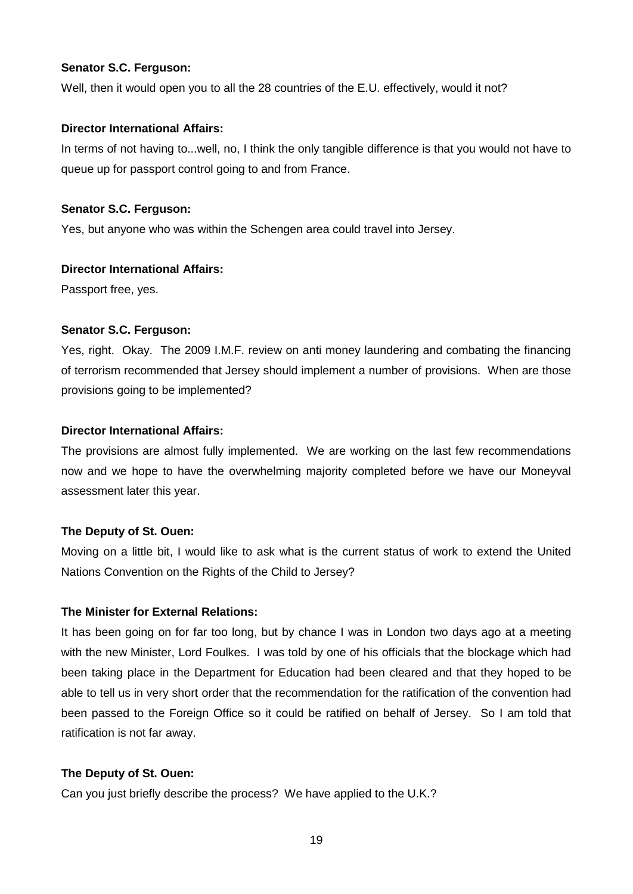**Senator S.C. Ferguson:**

Well, then it would open you to all the 28 countries of the E.U. effectively, would it not?

**Director International Affairs:**

In terms of not having to...well, no, I think the only tangible difference is that you would not have to queue up for passport control going to and from France.

**Senator S.C. Ferguson:**

Yes, but anyone who was within the Schengen area could travel into Jersey.

**Director International Affairs:**

Passport free, yes.

**Senator S.C. Ferguson:**

Yes, right. Okay. The 2009 I.M.F. review on anti money laundering and combating the financing of terrorism recommended that Jersey should implement a number of provisions. When are those provisions going to be implemented?

**Director International Affairs:**

The provisions are almost fully implemented. We are working on the last few recommendations now and we hope to have the overwhelming majority completed before we have our Moneyval assessment later this year.

**The Deputy of St. Ouen:**

Moving on a little bit, I would like to ask what is the current status of work to extend the United Nations Convention on the Rights of the Child to Jersey?

**The Minister for External Relations:**

It has been going on for far too long, but by chance I was in London two days ago at a meeting with the new Minister, Lord Foulkes. I was told by one of his officials that the blockage which had been taking place in the Department for Education had been cleared and that they hoped to be able to tell us in very short order that the recommendation for the ratification of the convention had been passed to the Foreign Office so it could be ratified on behalf of Jersey. So I am told that ratification is not far away.

**The Deputy of St. Ouen:**

Can you just briefly describe the process? We have applied to the U.K.?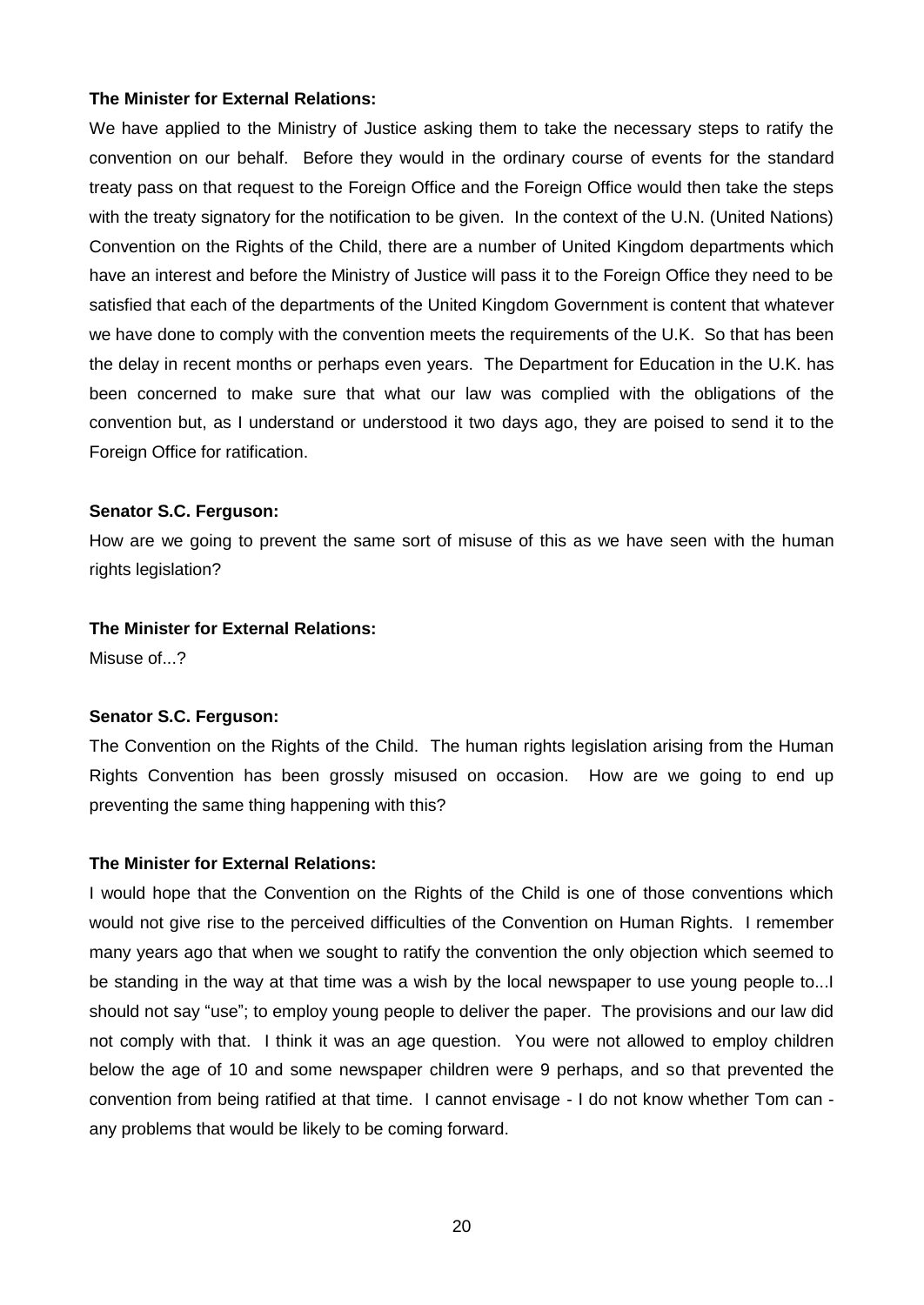**The Minister for External Relations:**

We have applied to the Ministry of Justice asking them to take the necessary steps to ratify the convention on our behalf. Before they would in the ordinary course of events for the standard treaty pass on that request to the Foreign Office and the Foreign Office would then take the steps with the treaty signatory for the notification to be given. In the context of the U.N. (United Nations) Convention on the Rights of the Child, there are a number of United Kingdom departments which have an interest and before the Ministry of Justice will pass it to the Foreign Office they need to be satisfied that each of the departments of the United Kingdom Government is content that whatever we have done to comply with the convention meets the requirements of the U.K. So that has been the delay in recent months or perhaps even years. The Department for Education in the U.K. has been concerned to make sure that what our law was complied with the obligations of the convention but, as I understand or understood it two days ago, they are poised to send it to the Foreign Office for ratification.

**Senator S.C. Ferguson:**

How are we going to prevent the same sort of misuse of this as we have seen with the human rights legislation?

**The Minister for External Relations:**

Misuse of...?

**Senator S.C. Ferguson:**

The Convention on the Rights of the Child. The human rights legislation arising from the Human Rights Convention has been grossly misused on occasion. How are we going to end up preventing the same thing happening with this?

**The Minister for External Relations:**

I would hope that the Convention on the Rights of the Child is one of those conventions which would not give rise to the perceived difficulties of the Convention on Human Rights. I remember many years ago that when we sought to ratify the convention the only objection which seemed to be standing in the way at that time was a wish by the local newspaper to use young people to...I should not say "use"; to employ young people to deliver the paper. The provisions and our law did not comply with that. I think it was an age question. You were not allowed to employ children below the age of 10 and some newspaper children were 9 perhaps, and so that prevented the convention from being ratified at that time. I cannot envisage - I do not know whether Tom can - any problems that would be likely to be coming forward.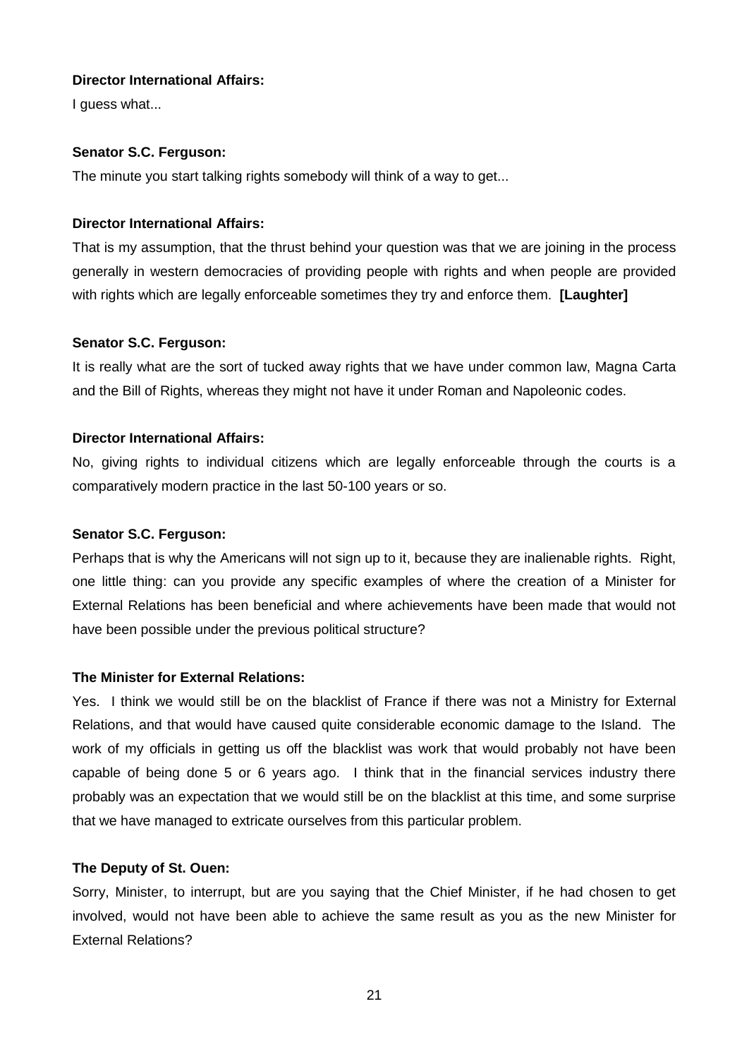**Director International Affairs:**

I guess what...

**Senator S.C. Ferguson:**

The minute you start talking rights somebody will think of a way to get...

**Director International Affairs:**

That is my assumption, that the thrust behind your question was that we are joining in the process generally in western democracies of providing people with rights and when people are provided with rights which are legally enforceable sometimes they try and enforce them. **[Laughter]**

**Senator S.C. Ferguson:**

It is really what are the sort of tucked away rights that we have under common law, Magna Carta and the Bill of Rights, whereas they might not have it under Roman and Napoleonic codes.

**Director International Affairs:**

No, giving rights to individual citizens which are legally enforceable through the courts is a comparatively modern practice in the last 50-100 years or so.

**Senator S.C. Ferguson:**

Perhaps that is why the Americans will not sign up to it, because they are inalienable rights. Right, one little thing: can you provide any specific examples of where the creation of a Minister for External Relations has been beneficial and where achievements have been made that would not have been possible under the previous political structure?

**The Minister for External Relations:**

Yes. I think we would still be on the blacklist of France if there was not a Ministry for External Relations, and that would have caused quite considerable economic damage to the Island. The work of my officials in getting us off the blacklist was work that would probably not have been capable of being done 5 or 6 years ago. I think that in the financial services industry there probably was an expectation that we would still be on the blacklist at this time, and some surprise that we have managed to extricate ourselves from this particular problem.

**The Deputy of St. Ouen:**

Sorry, Minister, to interrupt, but are you saying that the Chief Minister, if he had chosen to get involved, would not have been able to achieve the same result as you as the new Minister for External Relations?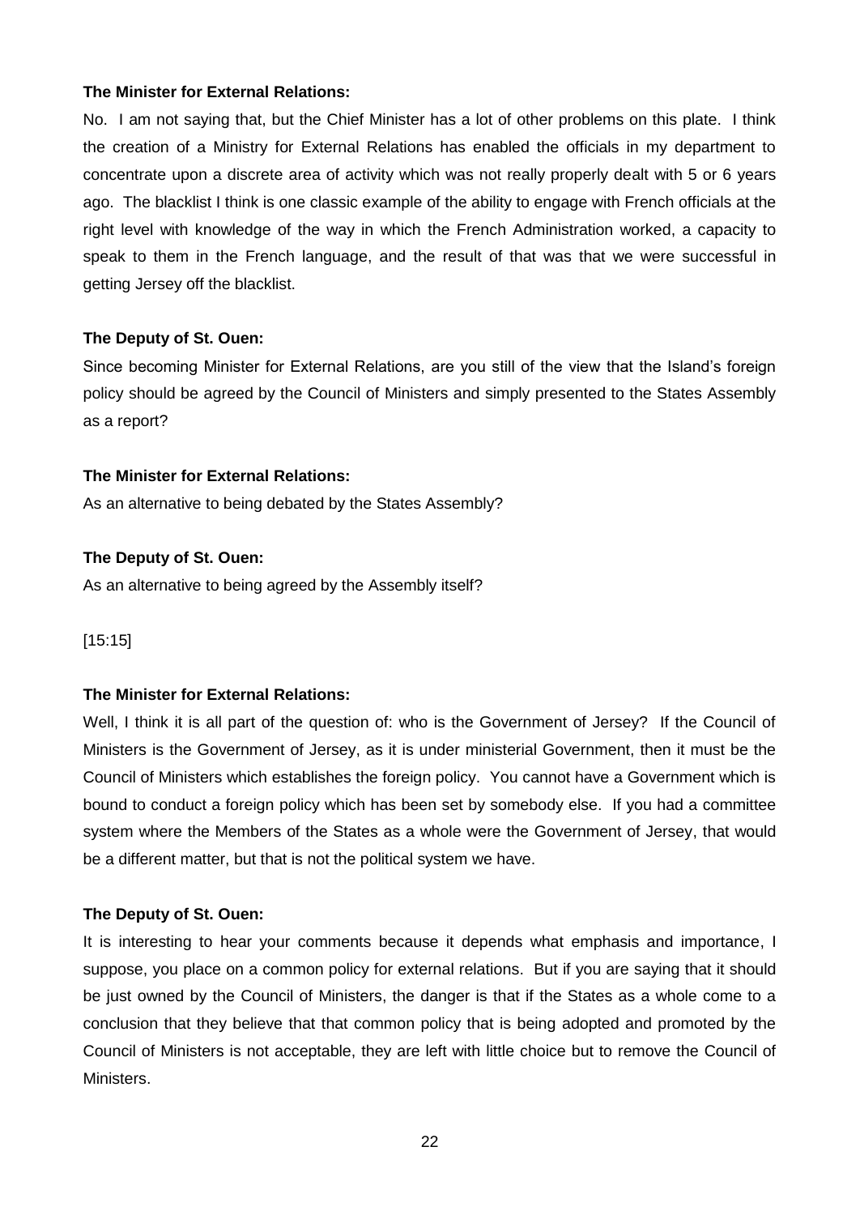**The Minister for External Relations:**

No. I am not saying that, but the Chief Minister has a lot of other problems on this plate. I think the creation of a Ministry for External Relations has enabled the officials in my department to concentrate upon a discrete area of activity which was not really properly dealt with 5 or 6 years ago. The blacklist I think is one classic example of the ability to engage with French officials at the right level with knowledge of the way in which the French Administration worked, a capacity to speak to them in the French language, and the result of that was that we were successful in getting Jersey off the blacklist.

**The Deputy of St. Ouen:**

Since becoming Minister for External Relations, are you still of the view that the Island's foreign policy should be agreed by the Council of Ministers and simply presented to the States Assembly as a report?

**The Minister for External Relations:**

As an alternative to being debated by the States Assembly?

**The Deputy of St. Ouen:**

As an alternative to being agreed by the Assembly itself?

[15:15]

**The Minister for External Relations:**

Well, I think it is all part of the question of: who is the Government of Jersey? If the Council of Ministers is the Government of Jersey, as it is under ministerial Government, then it must be the Council of Ministers which establishes the foreign policy. You cannot have a Government which is bound to conduct a foreign policy which has been set by somebody else. If you had a committee system where the Members of the States as a whole were the Government of Jersey, that would be a different matter, but that is not the political system we have.

**The Deputy of St. Ouen:**

It is interesting to hear your comments because it depends what emphasis and importance, I suppose, you place on a common policy for external relations. But if you are saying that it should be just owned by the Council of Ministers, the danger is that if the States as a whole come to a conclusion that they believe that that common policy that is being adopted and promoted by the Council of Ministers is not acceptable, they are left with little choice but to remove the Council of Ministers.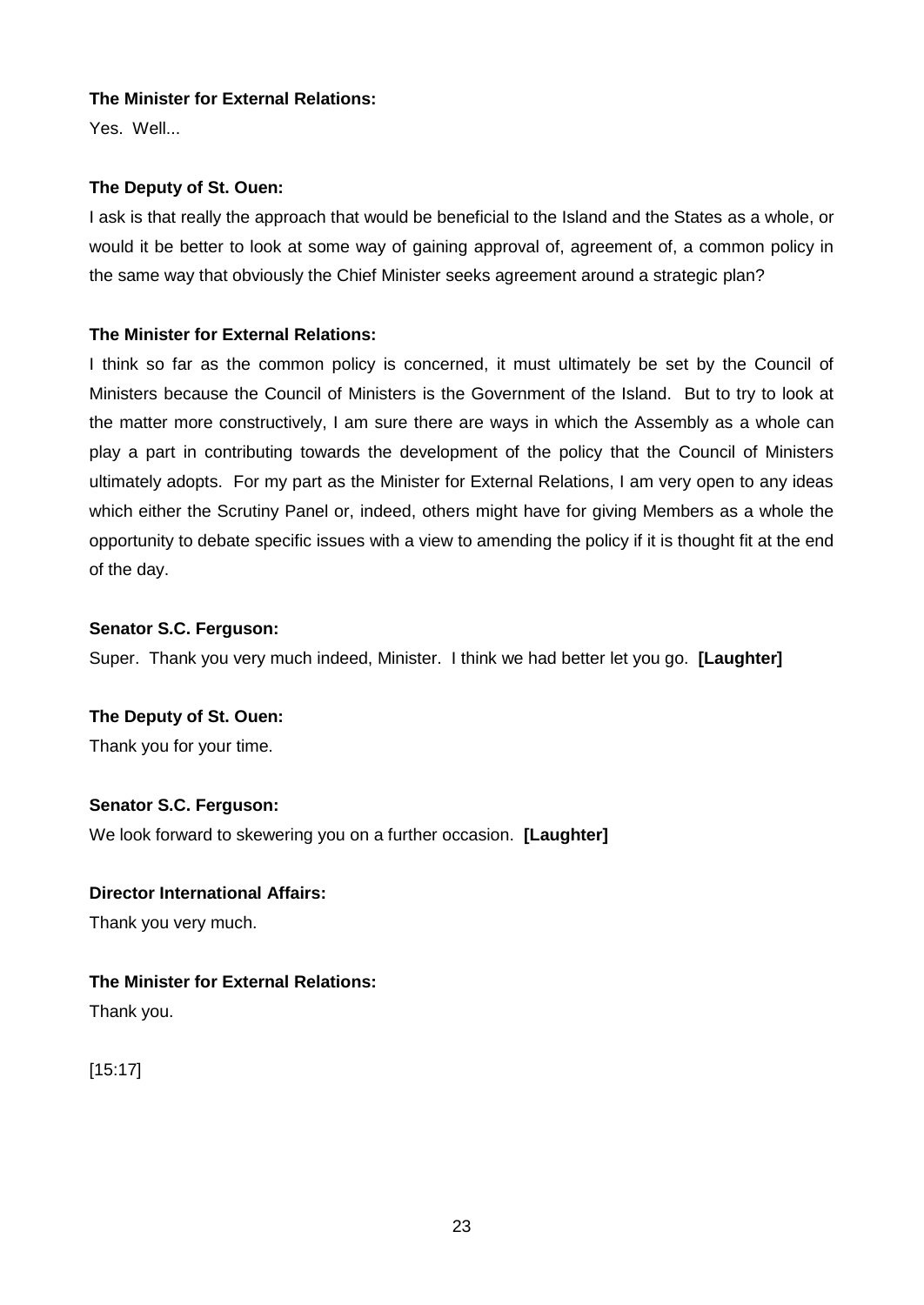**The Minister for External Relations:**

Yes. Well...

**The Deputy of St. Ouen:**

I ask is that really the approach that would be beneficial to the Island and the States as a whole, or would it be better to look at some way of gaining approval of, agreement of, a common policy in the same way that obviously the Chief Minister seeks agreement around a strategic plan?

**The Minister for External Relations:**

I think so far as the common policy is concerned, it must ultimately be set by the Council of Ministers because the Council of Ministers is the Government of the Island. But to try to look at the matter more constructively, I am sure there are ways in which the Assembly as a whole can play a part in contributing towards the development of the policy that the Council of Ministers ultimately adopts. For my part as the Minister for External Relations, I am very open to any ideas which either the Scrutiny Panel or, indeed, others might have for giving Members as a whole the opportunity to debate specific issues with a view to amending the policy if it is thought fit at the end of the day.

**Senator S.C. Ferguson:**

Super. Thank you very much indeed, Minister. I think we had better let you go. **[Laughter]**

**The Deputy of St. Ouen:**

Thank you for your time.

**Senator S.C. Ferguson:**

We look forward to skewering you on a further occasion. **[Laughter]**

**Director International Affairs:**

Thank you very much.

**The Minister for External Relations:**

Thank you.

[15:17]